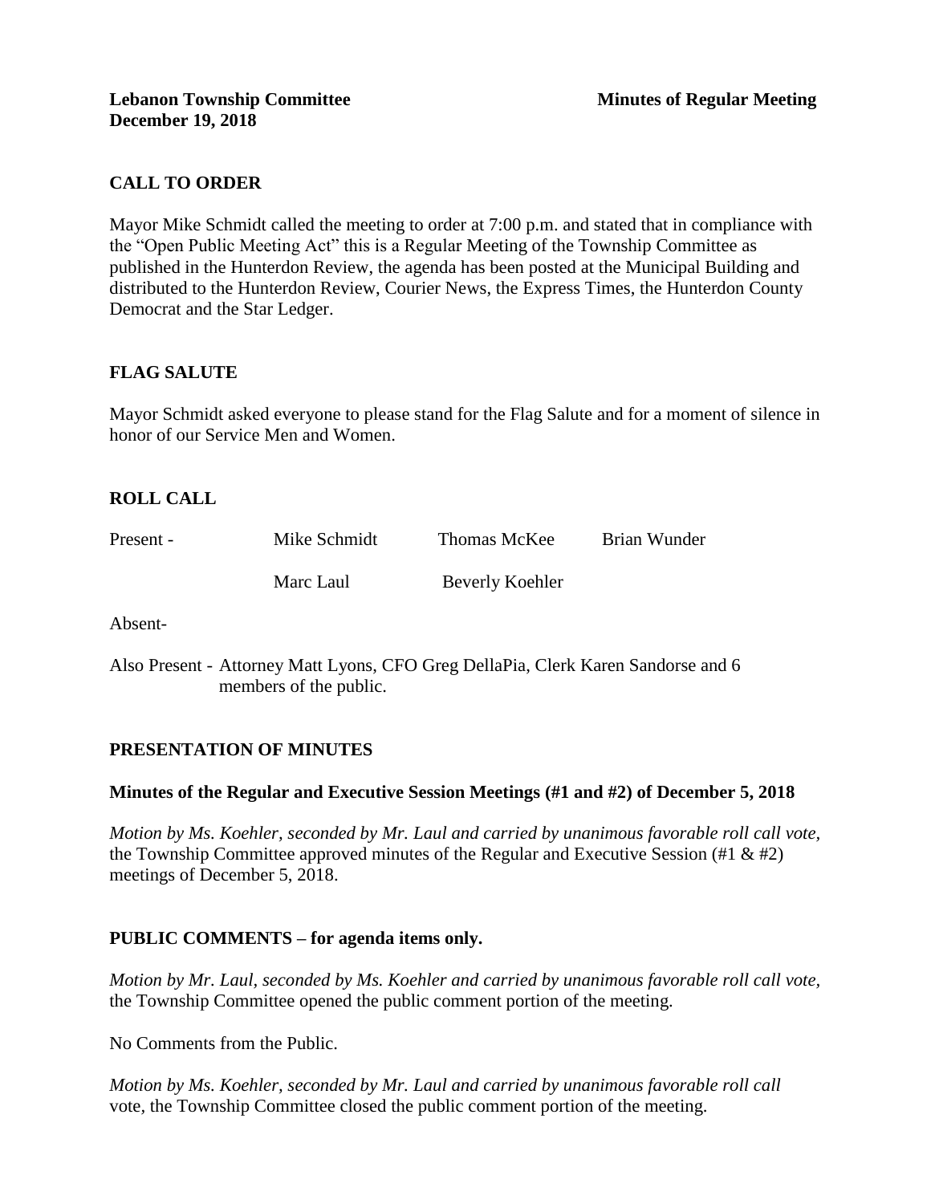**Lebanon Township Committee** **Minutes of Regular Meeting**
**December 19, 2018**

## CALL TO ORDER

Mayor Mike Schmidt called the meeting to order at 7:00 p.m. and stated that in compliance with the "Open Public Meeting Act" this is a Regular Meeting of the Township Committee as published in the Hunterdon Review, the agenda has been posted at the Municipal Building and distributed to the Hunterdon Review, Courier News, the Express Times, the Hunterdon County Democrat and the Star Ledger.

## FLAG SALUTE

Mayor Schmidt asked everyone to please stand for the Flag Salute and for a moment of silence in honor of our Service Men and Women.

## ROLL CALL

| | | | |
|---|---|---|---|
| Present - | Mike Schmidt | Thomas McKee | Brian Wunder |
| | Marc Laul | Beverly Koehler | |

Absent-

Also Present - Attorney Matt Lyons, CFO Greg DellaPia, Clerk Karen Sandorse and 6 members of the public.

## PRESENTATION OF MINUTES

### Minutes of the Regular and Executive Session Meetings (#1 and #2) of December 5, 2018

*Motion by Ms. Koehler, seconded by Mr. Laul and carried by unanimous favorable roll call vote,* the Township Committee approved minutes of the Regular and Executive Session (#1 & #2) meetings of December 5, 2018.

## PUBLIC COMMENTS – for agenda items only.

*Motion by Mr. Laul, seconded by Ms. Koehler and carried by unanimous favorable roll call vote,* the Township Committee opened the public comment portion of the meeting.

No Comments from the Public.

*Motion by Ms. Koehler, seconded by Mr. Laul and carried by unanimous favorable roll call* vote, the Township Committee closed the public comment portion of the meeting.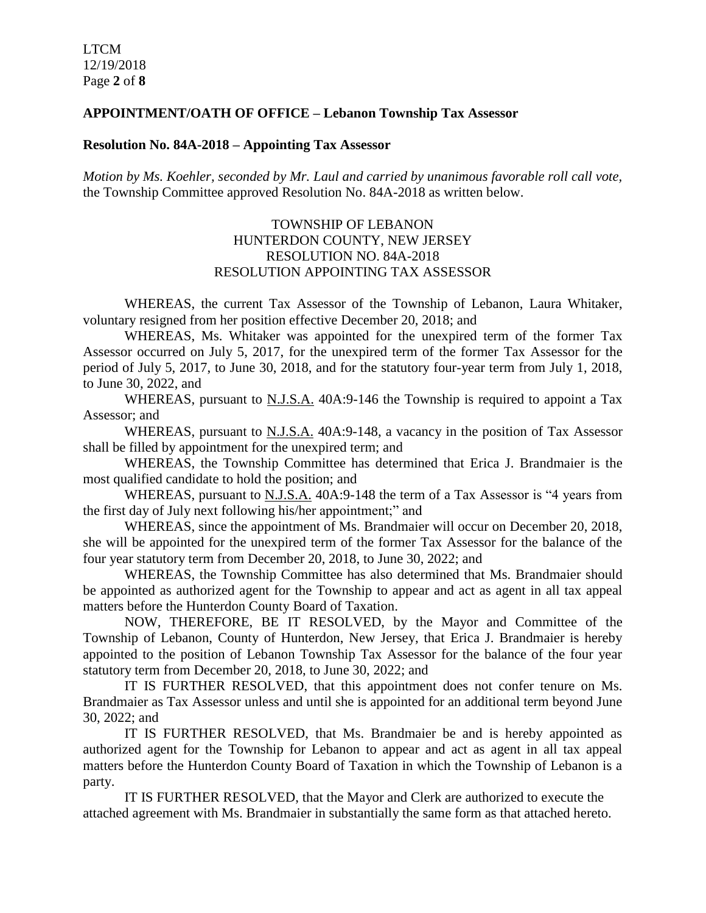**APPOINTMENT/OATH OF OFFICE – Lebanon Township Tax Assessor**

**Resolution No. 84A-2018 – Appointing Tax Assessor**

*Motion by Ms. Koehler, seconded by Mr. Laul and carried by unanimous favorable roll call vote,* the Township Committee approved Resolution No. 84A-2018 as written below.

TOWNSHIP OF LEBANON
HUNTERDON COUNTY, NEW JERSEY
RESOLUTION NO. 84A-2018
RESOLUTION APPOINTING TAX ASSESSOR

WHEREAS, the current Tax Assessor of the Township of Lebanon, Laura Whitaker, voluntary resigned from her position effective December 20, 2018; and

WHEREAS, Ms. Whitaker was appointed for the unexpired term of the former Tax Assessor occurred on July 5, 2017, for the unexpired term of the former Tax Assessor for the period of July 5, 2017, to June 30, 2018, and for the statutory four-year term from July 1, 2018, to June 30, 2022, and

WHEREAS, pursuant to N.J.S.A. 40A:9-146 the Township is required to appoint a Tax Assessor; and

WHEREAS, pursuant to N.J.S.A. 40A:9-148, a vacancy in the position of Tax Assessor shall be filled by appointment for the unexpired term; and

WHEREAS, the Township Committee has determined that Erica J. Brandmaier is the most qualified candidate to hold the position; and

WHEREAS, pursuant to N.J.S.A. 40A:9-148 the term of a Tax Assessor is "4 years from the first day of July next following his/her appointment;" and

WHEREAS, since the appointment of Ms. Brandmaier will occur on December 20, 2018, she will be appointed for the unexpired term of the former Tax Assessor for the balance of the four year statutory term from December 20, 2018, to June 30, 2022; and

WHEREAS, the Township Committee has also determined that Ms. Brandmaier should be appointed as authorized agent for the Township to appear and act as agent in all tax appeal matters before the Hunterdon County Board of Taxation.

NOW, THEREFORE, BE IT RESOLVED, by the Mayor and Committee of the Township of Lebanon, County of Hunterdon, New Jersey, that Erica J. Brandmaier is hereby appointed to the position of Lebanon Township Tax Assessor for the balance of the four year statutory term from December 20, 2018, to June 30, 2022; and

IT IS FURTHER RESOLVED, that this appointment does not confer tenure on Ms. Brandmaier as Tax Assessor unless and until she is appointed for an additional term beyond June 30, 2022; and

IT IS FURTHER RESOLVED, that Ms. Brandmaier be and is hereby appointed as authorized agent for the Township for Lebanon to appear and act as agent in all tax appeal matters before the Hunterdon County Board of Taxation in which the Township of Lebanon is a party.

IT IS FURTHER RESOLVED, that the Mayor and Clerk are authorized to execute the attached agreement with Ms. Brandmaier in substantially the same form as that attached hereto.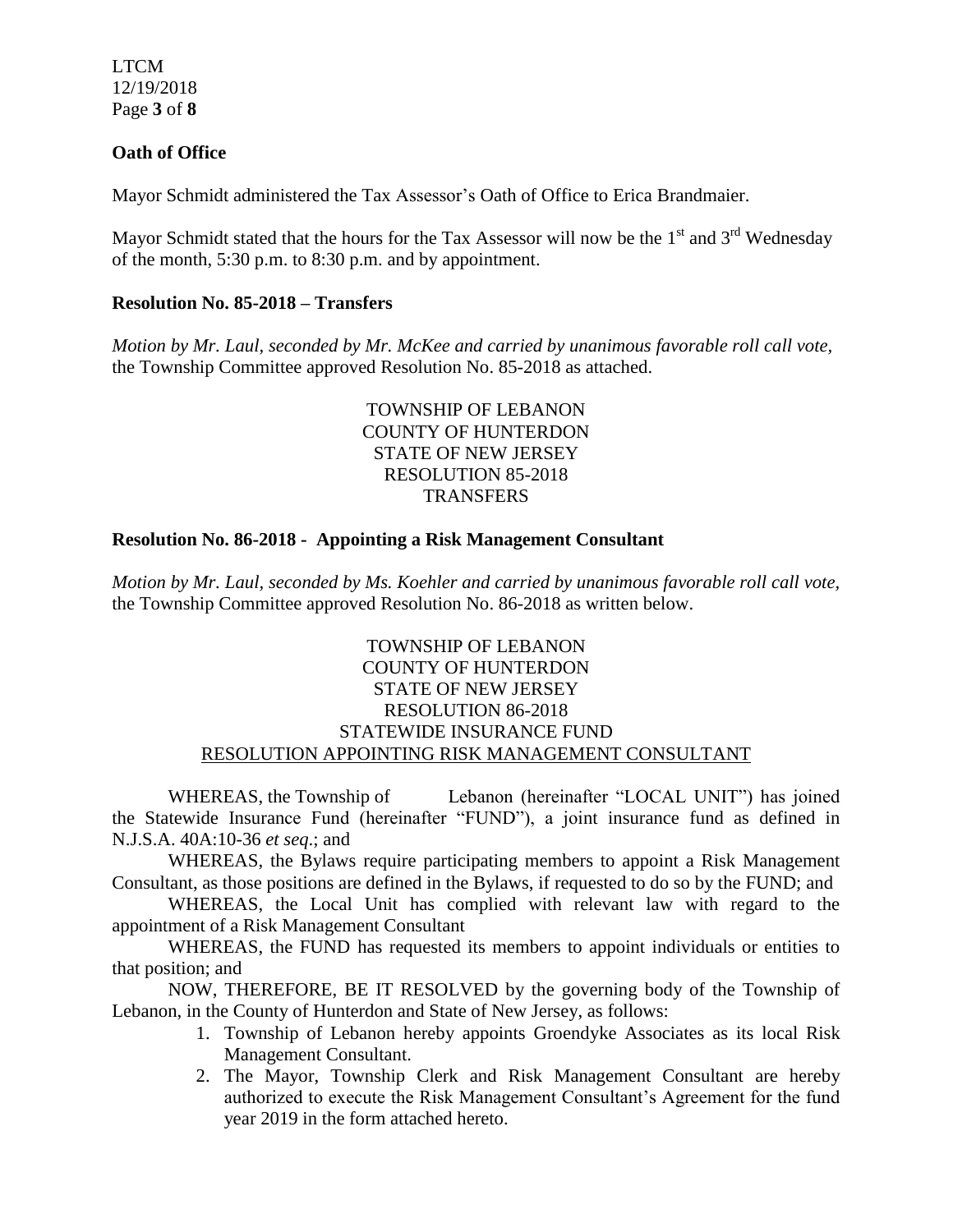**Oath of Office**

Mayor Schmidt administered the Tax Assessor's Oath of Office to Erica Brandmaier.

Mayor Schmidt stated that the hours for the Tax Assessor will now be the 1st and 3rd Wednesday of the month, 5:30 p.m. to 8:30 p.m. and by appointment.

**Resolution No. 85-2018 – Transfers**

*Motion by Mr. Laul, seconded by Mr. McKee and carried by unanimous favorable roll call vote,* the Township Committee approved Resolution No. 85-2018 as attached.

TOWNSHIP OF LEBANON
COUNTY OF HUNTERDON
STATE OF NEW JERSEY
RESOLUTION 85-2018
TRANSFERS

**Resolution No. 86-2018 - Appointing a Risk Management Consultant**

*Motion by Mr. Laul, seconded by Ms. Koehler and carried by unanimous favorable roll call vote,* the Township Committee approved Resolution No. 86-2018 as written below.

TOWNSHIP OF LEBANON
COUNTY OF HUNTERDON
STATE OF NEW JERSEY
RESOLUTION 86-2018
STATEWIDE INSURANCE FUND
RESOLUTION APPOINTING RISK MANAGEMENT CONSULTANT

WHEREAS, the Township of Lebanon (hereinafter "LOCAL UNIT") has joined the Statewide Insurance Fund (hereinafter "FUND"), a joint insurance fund as defined in N.J.S.A. 40A:10-36 *et seq*.; and

WHEREAS, the Bylaws require participating members to appoint a Risk Management Consultant, as those positions are defined in the Bylaws, if requested to do so by the FUND; and

WHEREAS, the Local Unit has complied with relevant law with regard to the appointment of a Risk Management Consultant

WHEREAS, the FUND has requested its members to appoint individuals or entities to that position; and

NOW, THEREFORE, BE IT RESOLVED by the governing body of the Township of Lebanon, in the County of Hunterdon and State of New Jersey, as follows:

1. Township of Lebanon hereby appoints Groendyke Associates as its local Risk Management Consultant.
2. The Mayor, Township Clerk and Risk Management Consultant are hereby authorized to execute the Risk Management Consultant's Agreement for the fund year 2019 in the form attached hereto.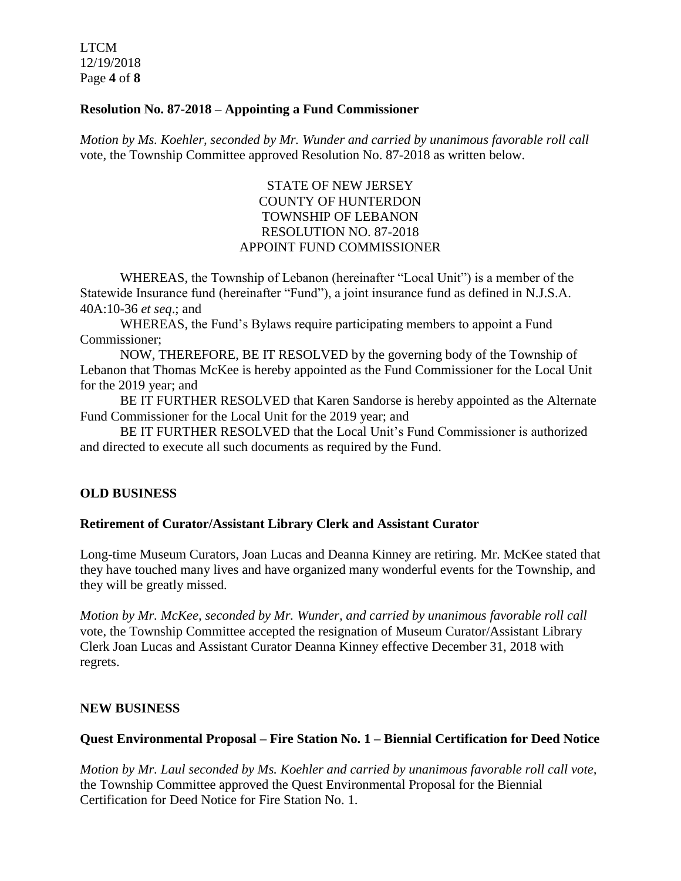### Resolution No. 87-2018 – Appointing a Fund Commissioner

*Motion by Ms. Koehler, seconded by Mr. Wunder and carried by unanimous favorable roll call* vote, the Township Committee approved Resolution No. 87-2018 as written below.

STATE OF NEW JERSEY
COUNTY OF HUNTERDON
TOWNSHIP OF LEBANON
RESOLUTION NO. 87-2018
APPOINT FUND COMMISSIONER

WHEREAS, the Township of Lebanon (hereinafter "Local Unit") is a member of the Statewide Insurance fund (hereinafter "Fund"), a joint insurance fund as defined in N.J.S.A. 40A:10-36 *et seq*.; and

WHEREAS, the Fund's Bylaws require participating members to appoint a Fund Commissioner;

NOW, THEREFORE, BE IT RESOLVED by the governing body of the Township of Lebanon that Thomas McKee is hereby appointed as the Fund Commissioner for the Local Unit for the 2019 year; and

BE IT FURTHER RESOLVED that Karen Sandorse is hereby appointed as the Alternate Fund Commissioner for the Local Unit for the 2019 year; and

BE IT FURTHER RESOLVED that the Local Unit's Fund Commissioner is authorized and directed to execute all such documents as required by the Fund.

## OLD BUSINESS

### Retirement of Curator/Assistant Library Clerk and Assistant Curator

Long-time Museum Curators, Joan Lucas and Deanna Kinney are retiring. Mr. McKee stated that they have touched many lives and have organized many wonderful events for the Township, and they will be greatly missed.

*Motion by Mr. McKee, seconded by Mr. Wunder, and carried by unanimous favorable roll call* vote, the Township Committee accepted the resignation of Museum Curator/Assistant Library Clerk Joan Lucas and Assistant Curator Deanna Kinney effective December 31, 2018 with regrets.

## NEW BUSINESS

### Quest Environmental Proposal – Fire Station No. 1 – Biennial Certification for Deed Notice

*Motion by Mr. Laul seconded by Ms. Koehler and carried by unanimous favorable roll call vote,* the Township Committee approved the Quest Environmental Proposal for the Biennial Certification for Deed Notice for Fire Station No. 1.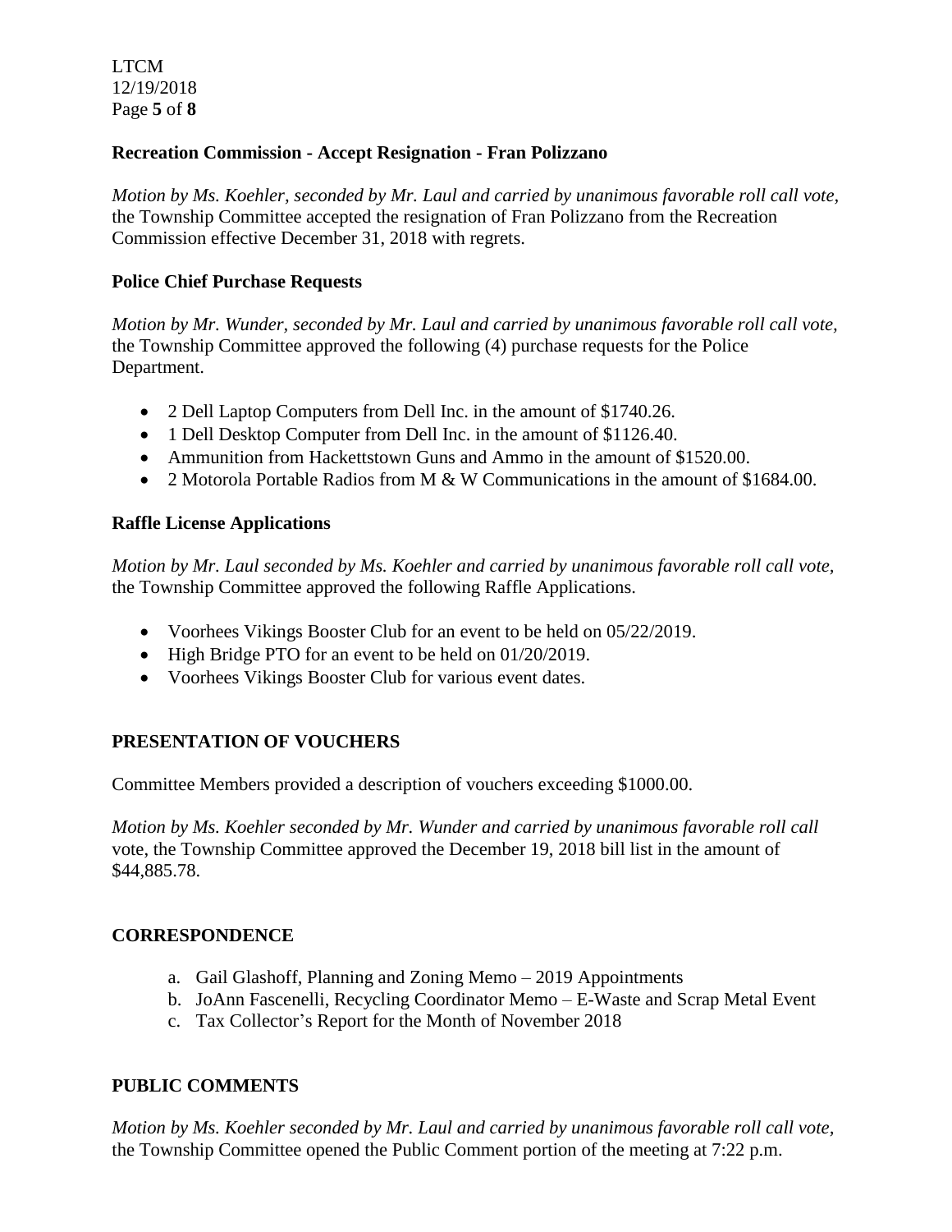**Recreation Commission - Accept Resignation - Fran Polizzano**

*Motion by Ms. Koehler, seconded by Mr. Laul and carried by unanimous favorable roll call vote,* the Township Committee accepted the resignation of Fran Polizzano from the Recreation Commission effective December 31, 2018 with regrets.

**Police Chief Purchase Requests**

*Motion by Mr. Wunder, seconded by Mr. Laul and carried by unanimous favorable roll call vote,* the Township Committee approved the following (4) purchase requests for the Police Department.

- 2 Dell Laptop Computers from Dell Inc. in the amount of $1740.26.
- 1 Dell Desktop Computer from Dell Inc. in the amount of $1126.40.
- Ammunition from Hackettstown Guns and Ammo in the amount of $1520.00.
- 2 Motorola Portable Radios from M & W Communications in the amount of $1684.00.

**Raffle License Applications**

*Motion by Mr. Laul seconded by Ms. Koehler and carried by unanimous favorable roll call vote,* the Township Committee approved the following Raffle Applications.

- Voorhees Vikings Booster Club for an event to be held on 05/22/2019.
- High Bridge PTO for an event to be held on 01/20/2019.
- Voorhees Vikings Booster Club for various event dates.

**PRESENTATION OF VOUCHERS**

Committee Members provided a description of vouchers exceeding $1000.00.

*Motion by Ms. Koehler seconded by Mr. Wunder and carried by unanimous favorable roll call* vote, the Township Committee approved the December 19, 2018 bill list in the amount of $44,885.78.

**CORRESPONDENCE**

a. Gail Glashoff, Planning and Zoning Memo – 2019 Appointments
b. JoAnn Fascenelli, Recycling Coordinator Memo – E-Waste and Scrap Metal Event
c. Tax Collector's Report for the Month of November 2018

**PUBLIC COMMENTS**

*Motion by Ms. Koehler seconded by Mr. Laul and carried by unanimous favorable roll call vote,* the Township Committee opened the Public Comment portion of the meeting at 7:22 p.m.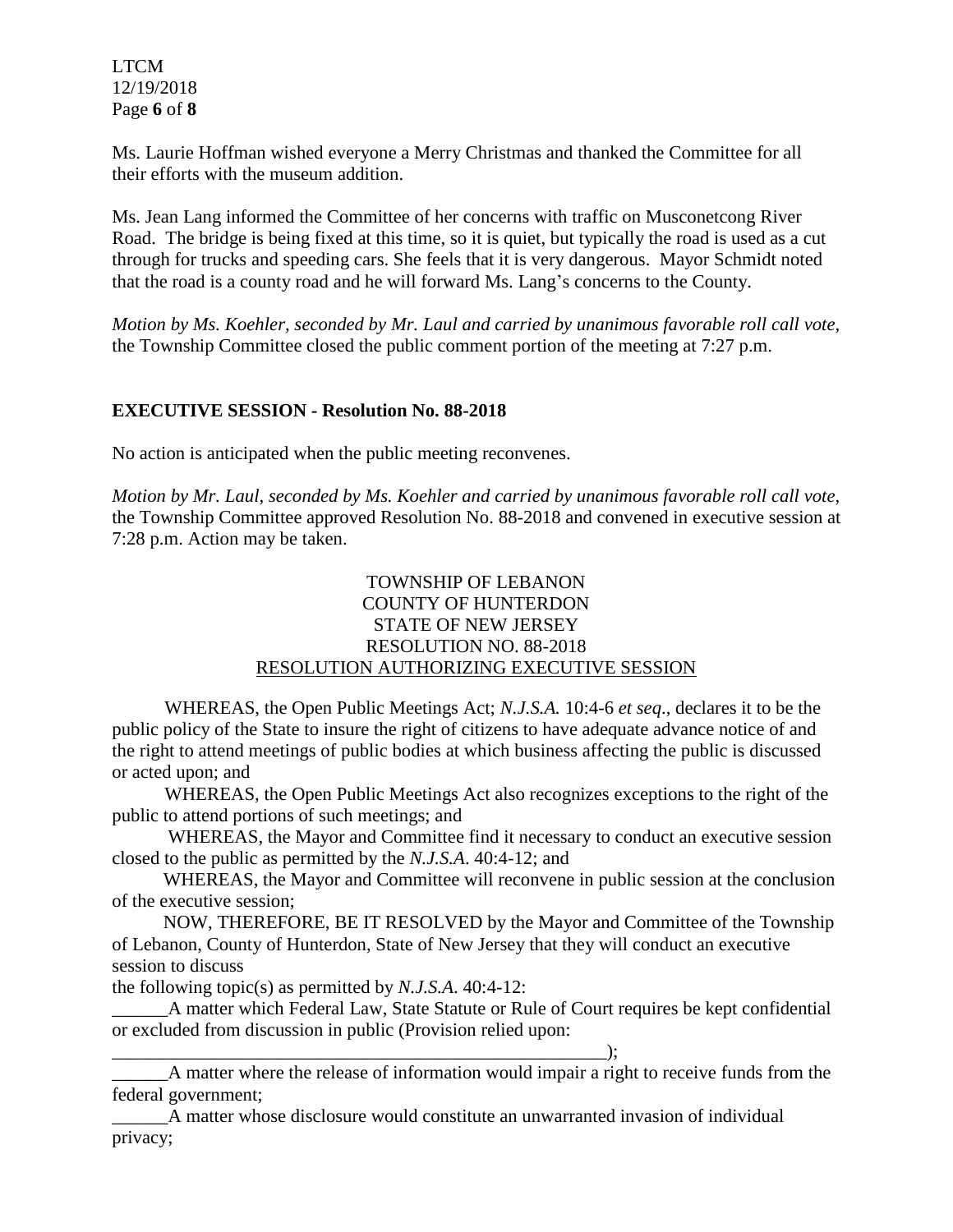Ms. Laurie Hoffman wished everyone a Merry Christmas and thanked the Committee for all their efforts with the museum addition.

Ms. Jean Lang informed the Committee of her concerns with traffic on Musconetcong River Road. The bridge is being fixed at this time, so it is quiet, but typically the road is used as a cut through for trucks and speeding cars. She feels that it is very dangerous. Mayor Schmidt noted that the road is a county road and he will forward Ms. Lang's concerns to the County.

*Motion by Ms. Koehler, seconded by Mr. Laul and carried by unanimous favorable roll call vote,* the Township Committee closed the public comment portion of the meeting at 7:27 p.m.

## EXECUTIVE SESSION - Resolution No. 88-2018

No action is anticipated when the public meeting reconvenes.

*Motion by Mr. Laul, seconded by Ms. Koehler and carried by unanimous favorable roll call vote,* the Township Committee approved Resolution No. 88-2018 and convened in executive session at 7:28 p.m. Action may be taken.

TOWNSHIP OF LEBANON
COUNTY OF HUNTERDON
STATE OF NEW JERSEY
RESOLUTION NO. 88-2018
RESOLUTION AUTHORIZING EXECUTIVE SESSION

WHEREAS, the Open Public Meetings Act; *N.J.S.A.* 10:4-6 *et seq*., declares it to be the public policy of the State to insure the right of citizens to have adequate advance notice of and the right to attend meetings of public bodies at which business affecting the public is discussed or acted upon; and

WHEREAS, the Open Public Meetings Act also recognizes exceptions to the right of the public to attend portions of such meetings; and

WHEREAS, the Mayor and Committee find it necessary to conduct an executive session closed to the public as permitted by the *N.J.S.A*. 40:4-12; and

WHEREAS, the Mayor and Committee will reconvene in public session at the conclusion of the executive session;

NOW, THEREFORE, BE IT RESOLVED by the Mayor and Committee of the Township of Lebanon, County of Hunterdon, State of New Jersey that they will conduct an executive session to discuss
the following topic(s) as permitted by *N.J.S.A*. 40:4-12:

______A matter which Federal Law, State Statute or Rule of Court requires be kept confidential or excluded from discussion in public (Provision relied upon:
_________________________________________________________);

______A matter where the release of information would impair a right to receive funds from the federal government;

______A matter whose disclosure would constitute an unwarranted invasion of individual privacy;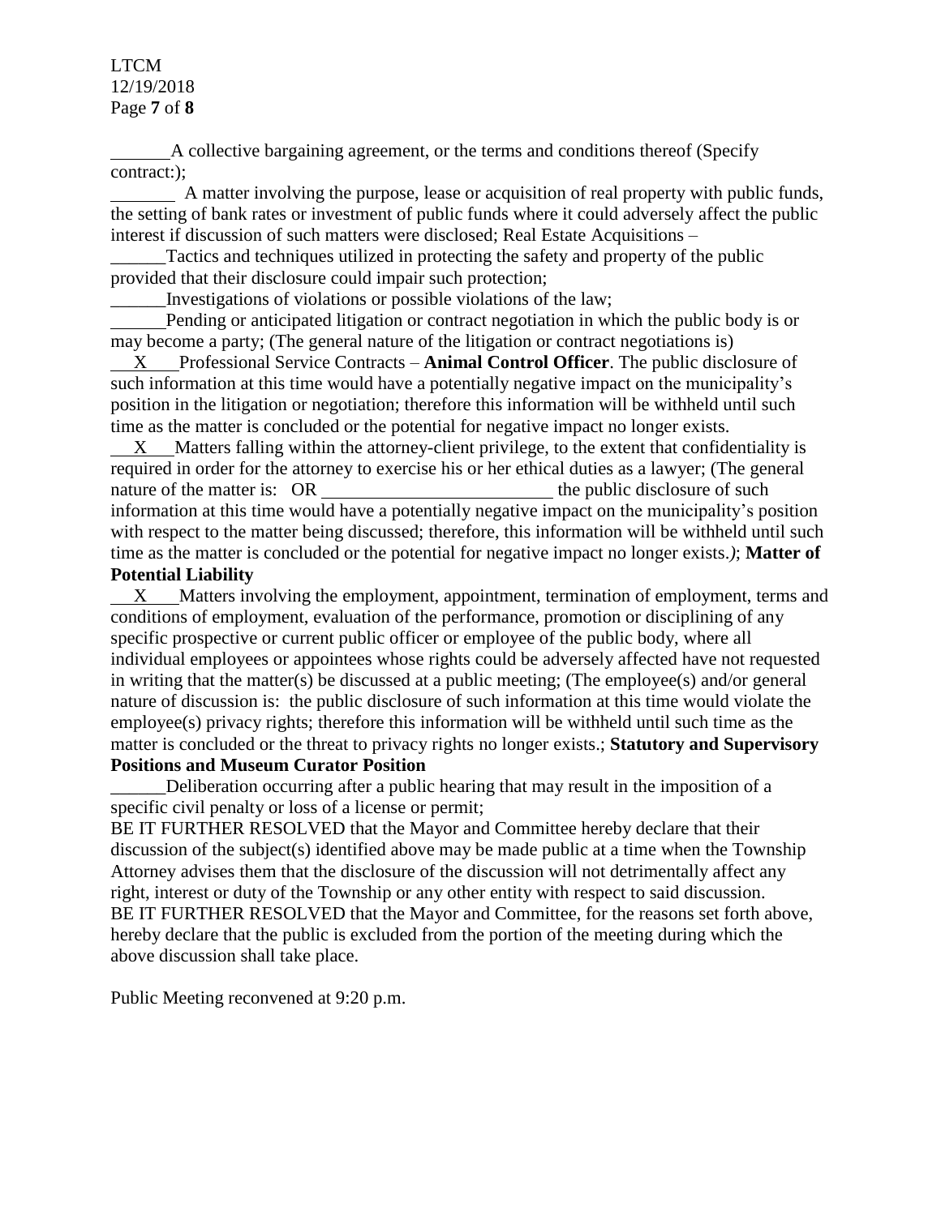______A collective bargaining agreement, or the terms and conditions thereof (Specify contract:);

_______ A matter involving the purpose, lease or acquisition of real property with public funds, the setting of bank rates or investment of public funds where it could adversely affect the public interest if discussion of such matters were disclosed; Real Estate Acquisitions –

______Tactics and techniques utilized in protecting the safety and property of the public provided that their disclosure could impair such protection;

______Investigations of violations or possible violations of the law;

______Pending or anticipated litigation or contract negotiation in which the public body is or may become a party; (The general nature of the litigation or contract negotiations is)

__X__ Professional Service Contracts – **Animal Control Officer**. The public disclosure of such information at this time would have a potentially negative impact on the municipality's position in the litigation or negotiation; therefore this information will be withheld until such time as the matter is concluded or the potential for negative impact no longer exists.

__X__ Matters falling within the attorney-client privilege, to the extent that confidentiality is required in order for the attorney to exercise his or her ethical duties as a lawyer; (The general nature of the matter is: OR ________________________ the public disclosure of such information at this time would have a potentially negative impact on the municipality's position with respect to the matter being discussed; therefore, this information will be withheld until such time as the matter is concluded or the potential for negative impact no longer exists.*)*; **Matter of Potential Liability**

__X__ Matters involving the employment, appointment, termination of employment, terms and conditions of employment, evaluation of the performance, promotion or disciplining of any specific prospective or current public officer or employee of the public body, where all individual employees or appointees whose rights could be adversely affected have not requested in writing that the matter(s) be discussed at a public meeting; (The employee(s) and/or general nature of discussion is: the public disclosure of such information at this time would violate the employee(s) privacy rights; therefore this information will be withheld until such time as the matter is concluded or the threat to privacy rights no longer exists.; **Statutory and Supervisory Positions and Museum Curator Position**

______Deliberation occurring after a public hearing that may result in the imposition of a specific civil penalty or loss of a license or permit;

BE IT FURTHER RESOLVED that the Mayor and Committee hereby declare that their discussion of the subject(s) identified above may be made public at a time when the Township Attorney advises them that the disclosure of the discussion will not detrimentally affect any right, interest or duty of the Township or any other entity with respect to said discussion.

BE IT FURTHER RESOLVED that the Mayor and Committee, for the reasons set forth above, hereby declare that the public is excluded from the portion of the meeting during which the above discussion shall take place.

Public Meeting reconvened at 9:20 p.m.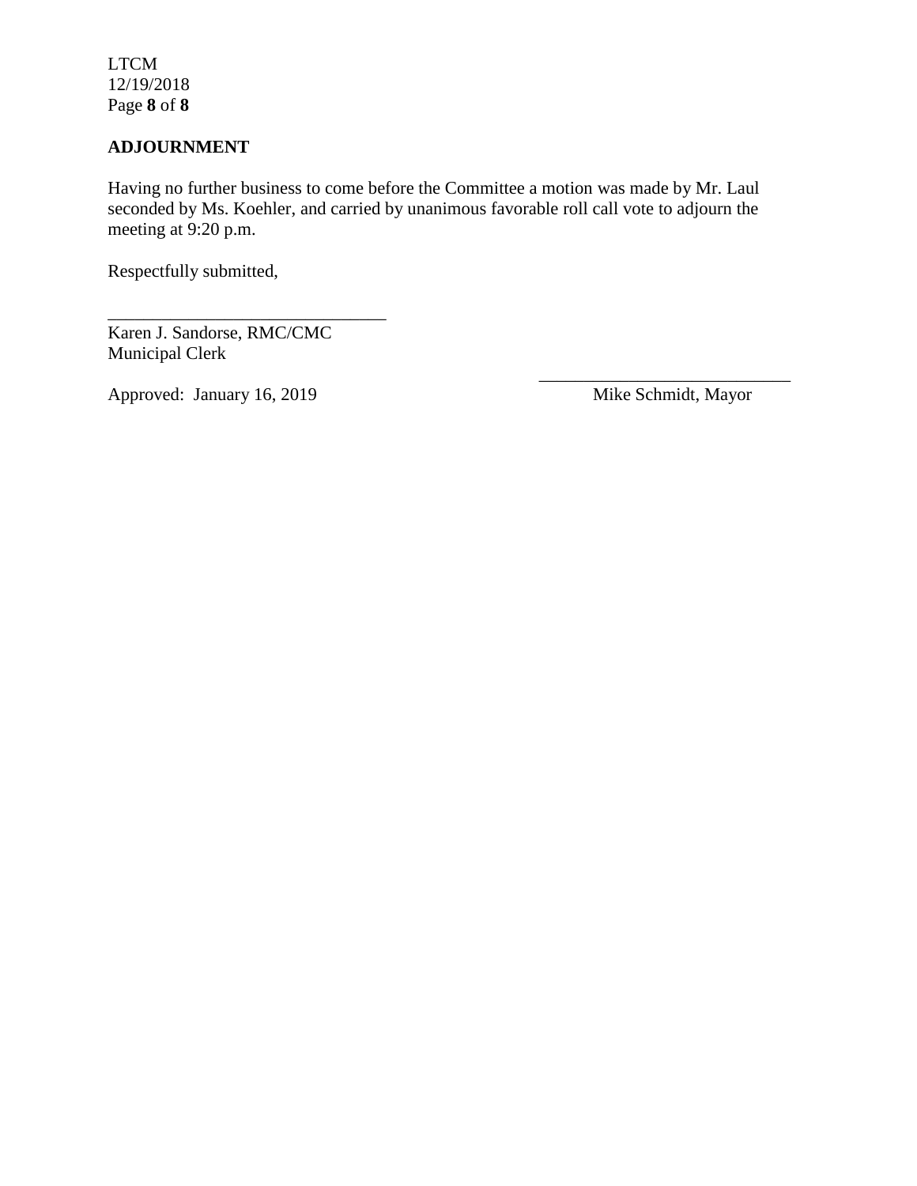## ADJOURNMENT

Having no further business to come before the Committee a motion was made by Mr. Laul seconded by Ms. Koehler, and carried by unanimous favorable roll call vote to adjourn the meeting at 9:20 p.m.

Respectfully submitted,

_______________________________
Karen J. Sandorse, RMC/CMC
Municipal Clerk

Approved: January 16, 2019

_____________________________
Mike Schmidt, Mayor